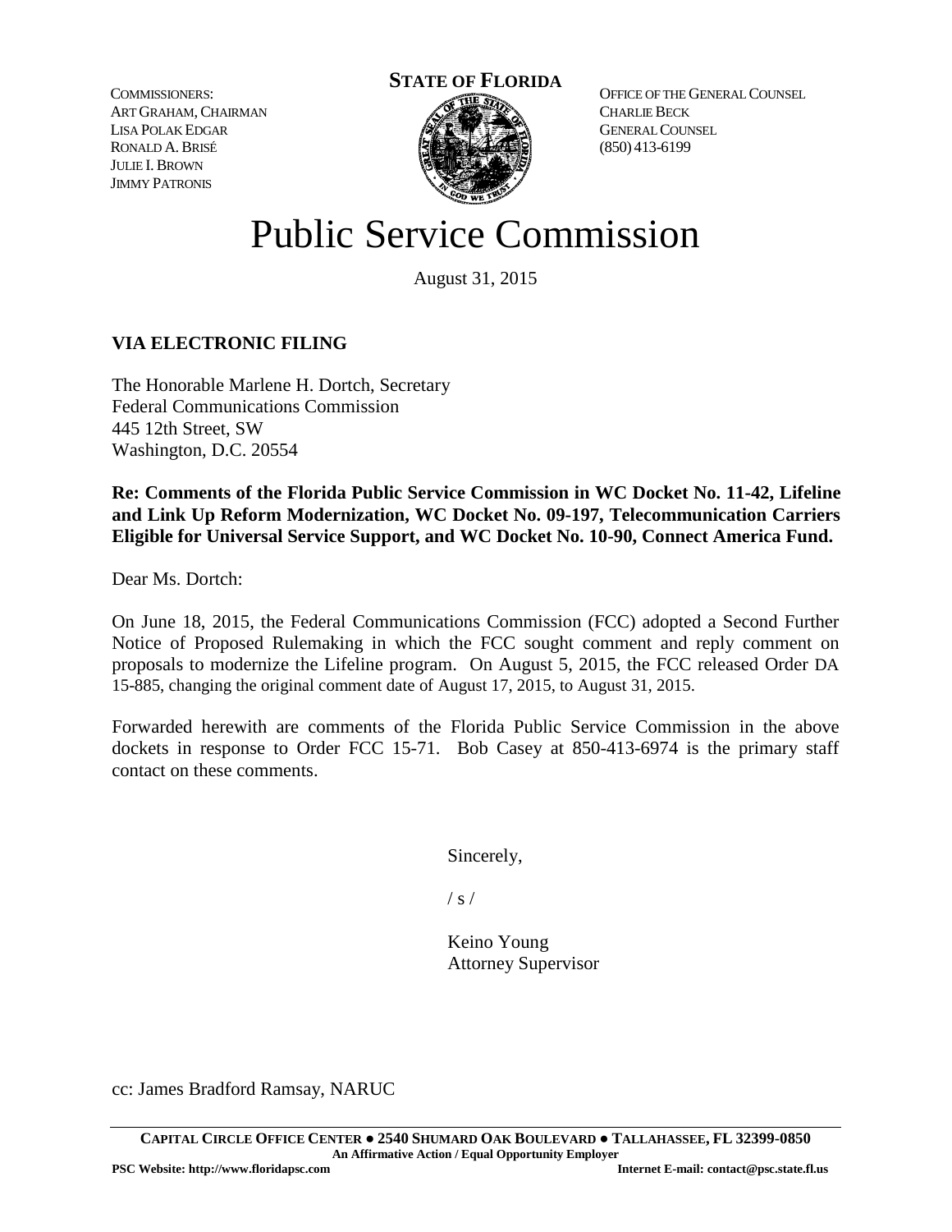COMMISSIONERS:
ART GRAHAM, CHAIRMAN
LISA POLAK EDGAR
RONALD A. BRISÉ
JULIE I. BROWN
JIMMY PATRONIS

**STATE OF FLORIDA**

OFFICE OF THE GENERAL COUNSEL
CHARLIE BECK
GENERAL COUNSEL
(850) 413-6199

# Public Service Commission

August 31, 2015

**VIA ELECTRONIC FILING**

The Honorable Marlene H. Dortch, Secretary
Federal Communications Commission
445 12th Street, SW
Washington, D.C. 20554

**Re: Comments of the Florida Public Service Commission in WC Docket No. 11-42, Lifeline and Link Up Reform Modernization, WC Docket No. 09-197, Telecommunication Carriers Eligible for Universal Service Support, and WC Docket No. 10-90, Connect America Fund.**

Dear Ms. Dortch:

On June 18, 2015, the Federal Communications Commission (FCC) adopted a Second Further Notice of Proposed Rulemaking in which the FCC sought comment and reply comment on proposals to modernize the Lifeline program. On August 5, 2015, the FCC released Order DA 15-885, changing the original comment date of August 17, 2015, to August 31, 2015.

Forwarded herewith are comments of the Florida Public Service Commission in the above dockets in response to Order FCC 15-71. Bob Casey at 850-413-6974 is the primary staff contact on these comments.

Sincerely,

/ s /

Keino Young
Attorney Supervisor

cc: James Bradford Ramsay, NARUC

**CAPITAL CIRCLE OFFICE CENTER ● 2540 SHUMARD OAK BOULEVARD ● TALLAHASSEE, FL 32399-0850**
**An Affirmative Action / Equal Opportunity Employer**
**PSC Website: http://www.floridapsc.com** **Internet E-mail: contact@psc.state.fl.us**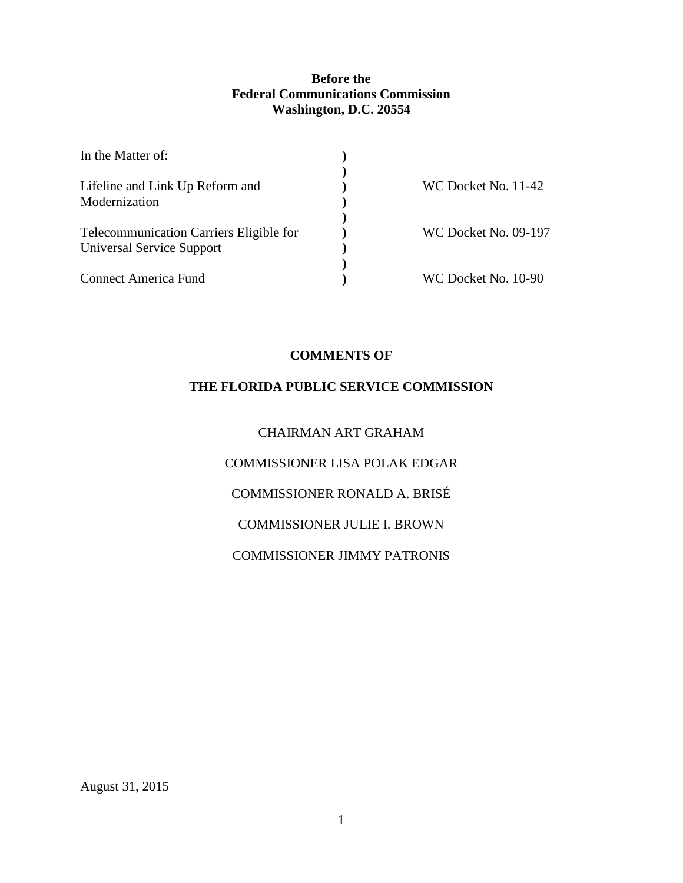**Before the**
**Federal Communications Commission**
**Washington, D.C. 20554**

| | | |
|---|---|---|
| In the Matter of: | ) | |
| | ) | |
| Lifeline and Link Up Reform and Modernization | ) | WC Docket No. 11-42 |
| | ) | |
| Telecommunication Carriers Eligible for Universal Service Support | ) | WC Docket No. 09-197 |
| | ) | |
| Connect America Fund | ) | WC Docket No. 10-90 |

**COMMENTS OF**

**THE FLORIDA PUBLIC SERVICE COMMISSION**

CHAIRMAN ART GRAHAM

COMMISSIONER LISA POLAK EDGAR

COMMISSIONER RONALD A. BRISÉ

COMMISSIONER JULIE I. BROWN

COMMISSIONER JIMMY PATRONIS

August 31, 2015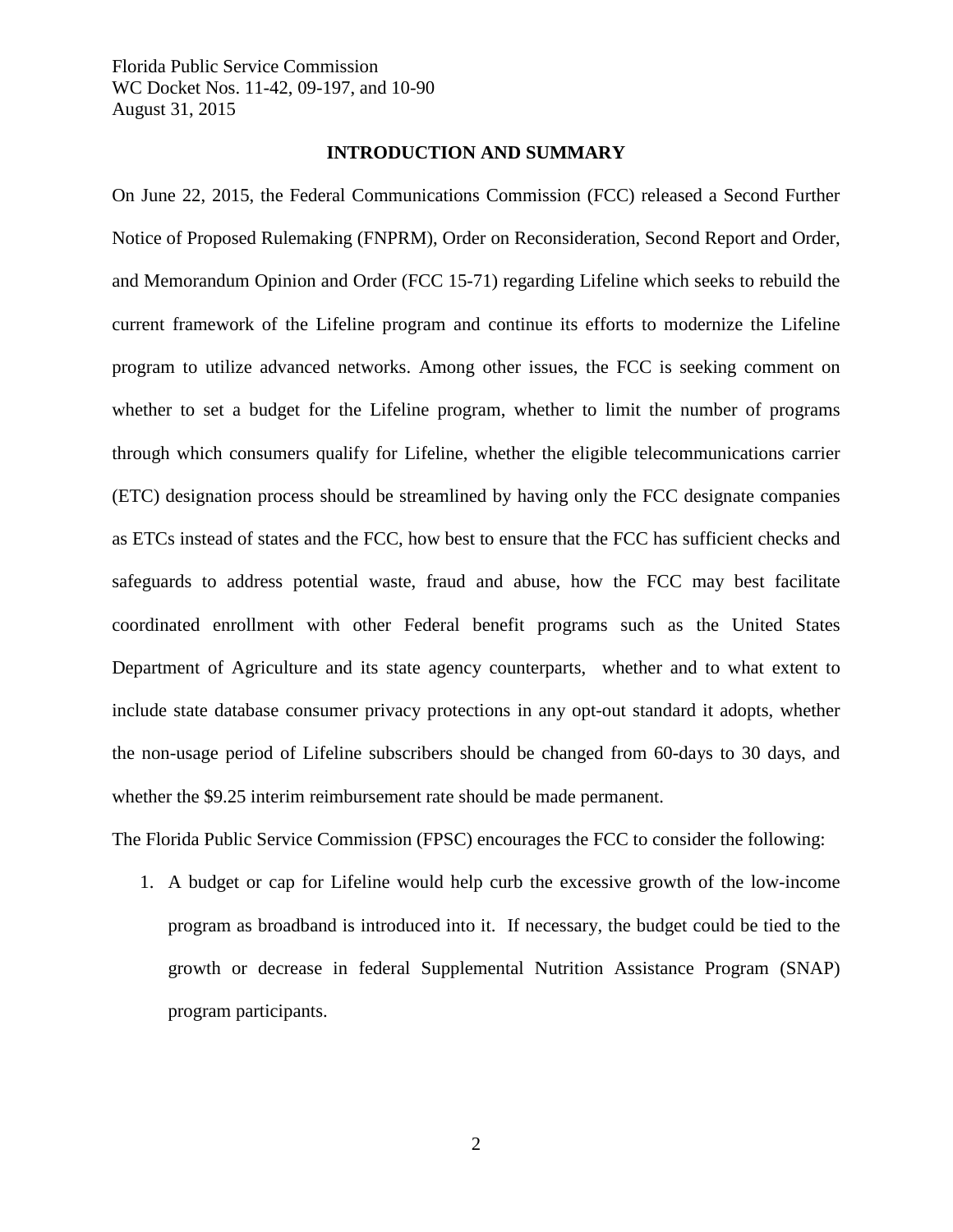## INTRODUCTION AND SUMMARY

On June 22, 2015, the Federal Communications Commission (FCC) released a Second Further Notice of Proposed Rulemaking (FNPRM), Order on Reconsideration, Second Report and Order, and Memorandum Opinion and Order (FCC 15-71) regarding Lifeline which seeks to rebuild the current framework of the Lifeline program and continue its efforts to modernize the Lifeline program to utilize advanced networks. Among other issues, the FCC is seeking comment on whether to set a budget for the Lifeline program, whether to limit the number of programs through which consumers qualify for Lifeline, whether the eligible telecommunications carrier (ETC) designation process should be streamlined by having only the FCC designate companies as ETCs instead of states and the FCC, how best to ensure that the FCC has sufficient checks and safeguards to address potential waste, fraud and abuse, how the FCC may best facilitate coordinated enrollment with other Federal benefit programs such as the United States Department of Agriculture and its state agency counterparts, whether and to what extent to include state database consumer privacy protections in any opt-out standard it adopts, whether the non-usage period of Lifeline subscribers should be changed from 60-days to 30 days, and whether the $9.25 interim reimbursement rate should be made permanent.

The Florida Public Service Commission (FPSC) encourages the FCC to consider the following:

1. A budget or cap for Lifeline would help curb the excessive growth of the low-income program as broadband is introduced into it. If necessary, the budget could be tied to the growth or decrease in federal Supplemental Nutrition Assistance Program (SNAP) program participants.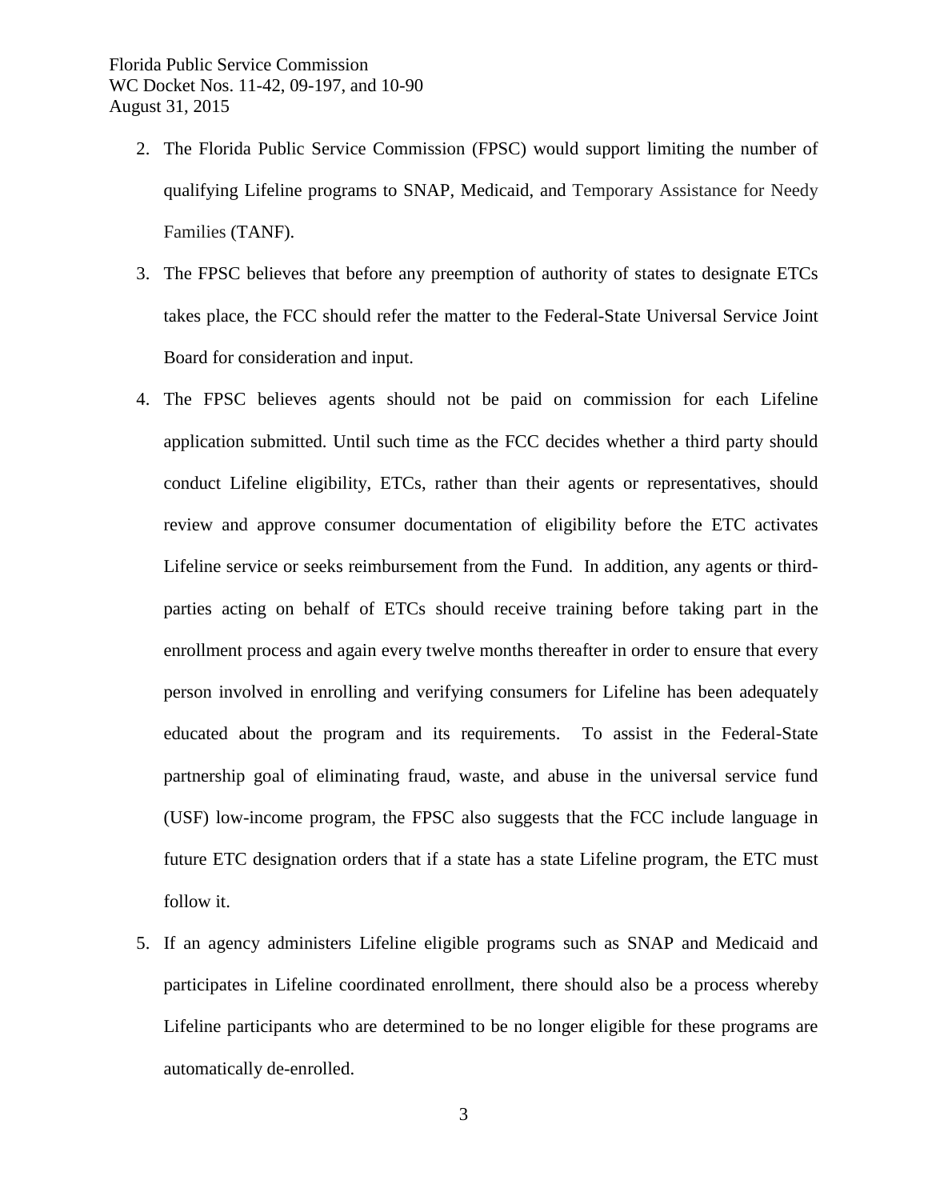2. The Florida Public Service Commission (FPSC) would support limiting the number of qualifying Lifeline programs to SNAP, Medicaid, and Temporary Assistance for Needy Families (TANF).

3. The FPSC believes that before any preemption of authority of states to designate ETCs takes place, the FCC should refer the matter to the Federal-State Universal Service Joint Board for consideration and input.

4. The FPSC believes agents should not be paid on commission for each Lifeline application submitted. Until such time as the FCC decides whether a third party should conduct Lifeline eligibility, ETCs, rather than their agents or representatives, should review and approve consumer documentation of eligibility before the ETC activates Lifeline service or seeks reimbursement from the Fund. In addition, any agents or third-parties acting on behalf of ETCs should receive training before taking part in the enrollment process and again every twelve months thereafter in order to ensure that every person involved in enrolling and verifying consumers for Lifeline has been adequately educated about the program and its requirements. To assist in the Federal-State partnership goal of eliminating fraud, waste, and abuse in the universal service fund (USF) low-income program, the FPSC also suggests that the FCC include language in future ETC designation orders that if a state has a state Lifeline program, the ETC must follow it.

5. If an agency administers Lifeline eligible programs such as SNAP and Medicaid and participates in Lifeline coordinated enrollment, there should also be a process whereby Lifeline participants who are determined to be no longer eligible for these programs are automatically de-enrolled.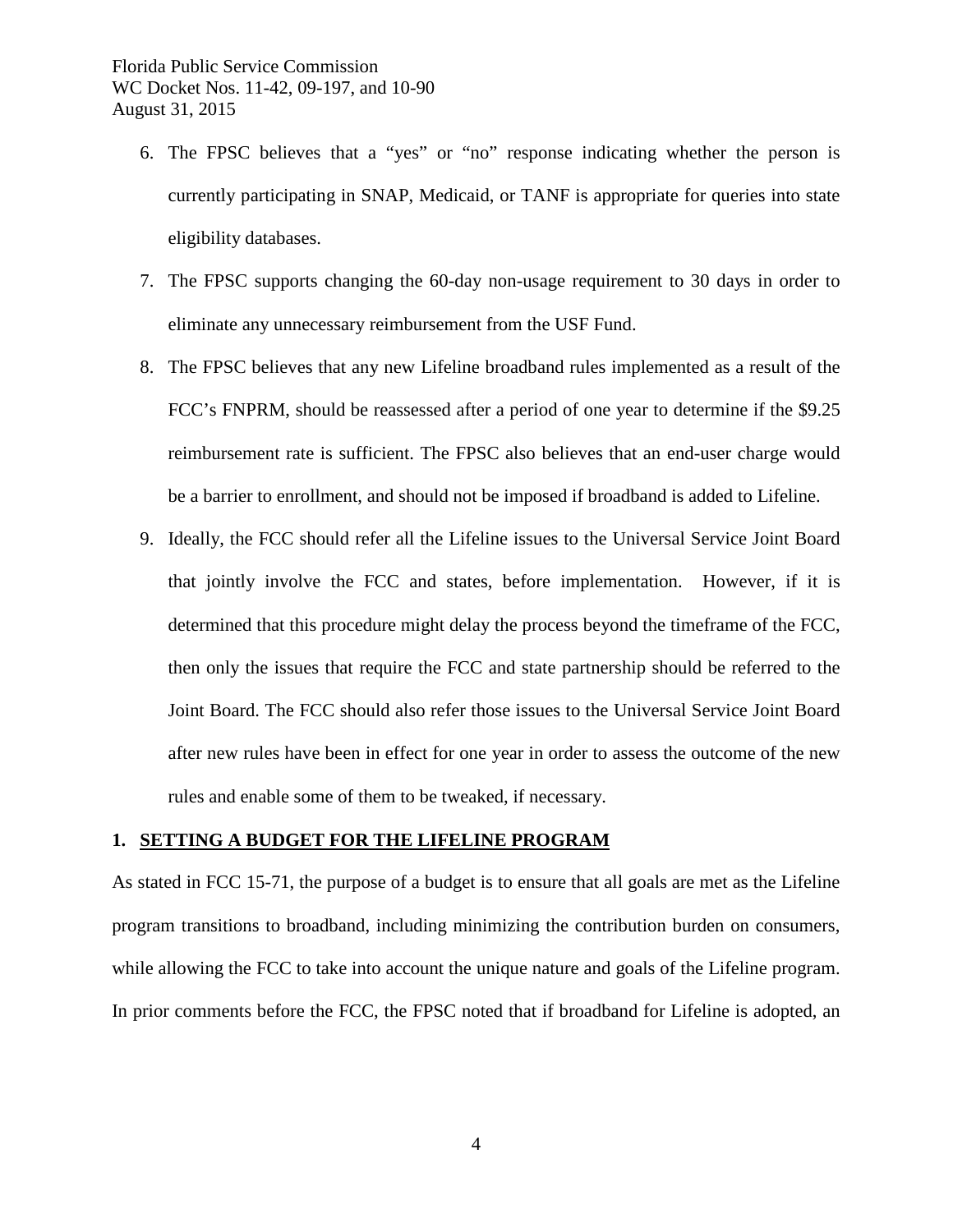6. The FPSC believes that a "yes" or "no" response indicating whether the person is currently participating in SNAP, Medicaid, or TANF is appropriate for queries into state eligibility databases.
7. The FPSC supports changing the 60-day non-usage requirement to 30 days in order to eliminate any unnecessary reimbursement from the USF Fund.
8. The FPSC believes that any new Lifeline broadband rules implemented as a result of the FCC's FNPRM, should be reassessed after a period of one year to determine if the $9.25 reimbursement rate is sufficient. The FPSC also believes that an end-user charge would be a barrier to enrollment, and should not be imposed if broadband is added to Lifeline.
9. Ideally, the FCC should refer all the Lifeline issues to the Universal Service Joint Board that jointly involve the FCC and states, before implementation. However, if it is determined that this procedure might delay the process beyond the timeframe of the FCC, then only the issues that require the FCC and state partnership should be referred to the Joint Board. The FCC should also refer those issues to the Universal Service Joint Board after new rules have been in effect for one year in order to assess the outcome of the new rules and enable some of them to be tweaked, if necessary.

## 1. SETTING A BUDGET FOR THE LIFELINE PROGRAM

As stated in FCC 15-71, the purpose of a budget is to ensure that all goals are met as the Lifeline program transitions to broadband, including minimizing the contribution burden on consumers, while allowing the FCC to take into account the unique nature and goals of the Lifeline program. In prior comments before the FCC, the FPSC noted that if broadband for Lifeline is adopted, an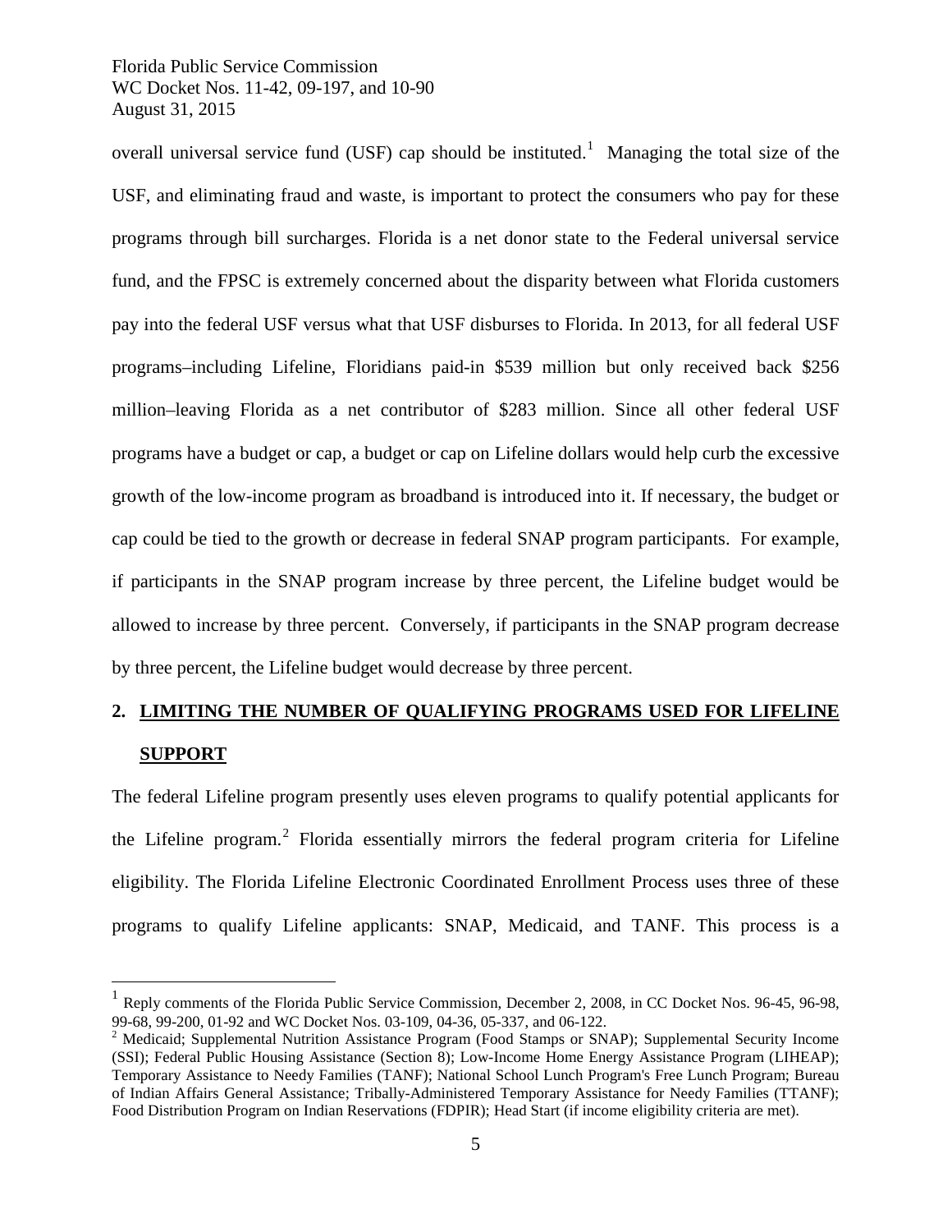overall universal service fund (USF) cap should be instituted.[1] Managing the total size of the USF, and eliminating fraud and waste, is important to protect the consumers who pay for these programs through bill surcharges. Florida is a net donor state to the Federal universal service fund, and the FPSC is extremely concerned about the disparity between what Florida customers pay into the federal USF versus what that USF disburses to Florida. In 2013, for all federal USF programs–including Lifeline, Floridians paid-in $539 million but only received back $256 million–leaving Florida as a net contributor of $283 million. Since all other federal USF programs have a budget or cap, a budget or cap on Lifeline dollars would help curb the excessive growth of the low-income program as broadband is introduced into it. If necessary, the budget or cap could be tied to the growth or decrease in federal SNAP program participants. For example, if participants in the SNAP program increase by three percent, the Lifeline budget would be allowed to increase by three percent. Conversely, if participants in the SNAP program decrease by three percent, the Lifeline budget would decrease by three percent.

## 2. LIMITING THE NUMBER OF QUALIFYING PROGRAMS USED FOR LIFELINE SUPPORT

The federal Lifeline program presently uses eleven programs to qualify potential applicants for the Lifeline program.[2] Florida essentially mirrors the federal program criteria for Lifeline eligibility. The Florida Lifeline Electronic Coordinated Enrollment Process uses three of these programs to qualify Lifeline applicants: SNAP, Medicaid, and TANF. This process is a

---

[1] Reply comments of the Florida Public Service Commission, December 2, 2008, in CC Docket Nos. 96-45, 96-98, 99-68, 99-200, 01-92 and WC Docket Nos. 03-109, 04-36, 05-337, and 06-122.

[2] Medicaid; Supplemental Nutrition Assistance Program (Food Stamps or SNAP); Supplemental Security Income (SSI); Federal Public Housing Assistance (Section 8); Low-Income Home Energy Assistance Program (LIHEAP); Temporary Assistance to Needy Families (TANF); National School Lunch Program's Free Lunch Program; Bureau of Indian Affairs General Assistance; Tribally-Administered Temporary Assistance for Needy Families (TTANF); Food Distribution Program on Indian Reservations (FDPIR); Head Start (if income eligibility criteria are met).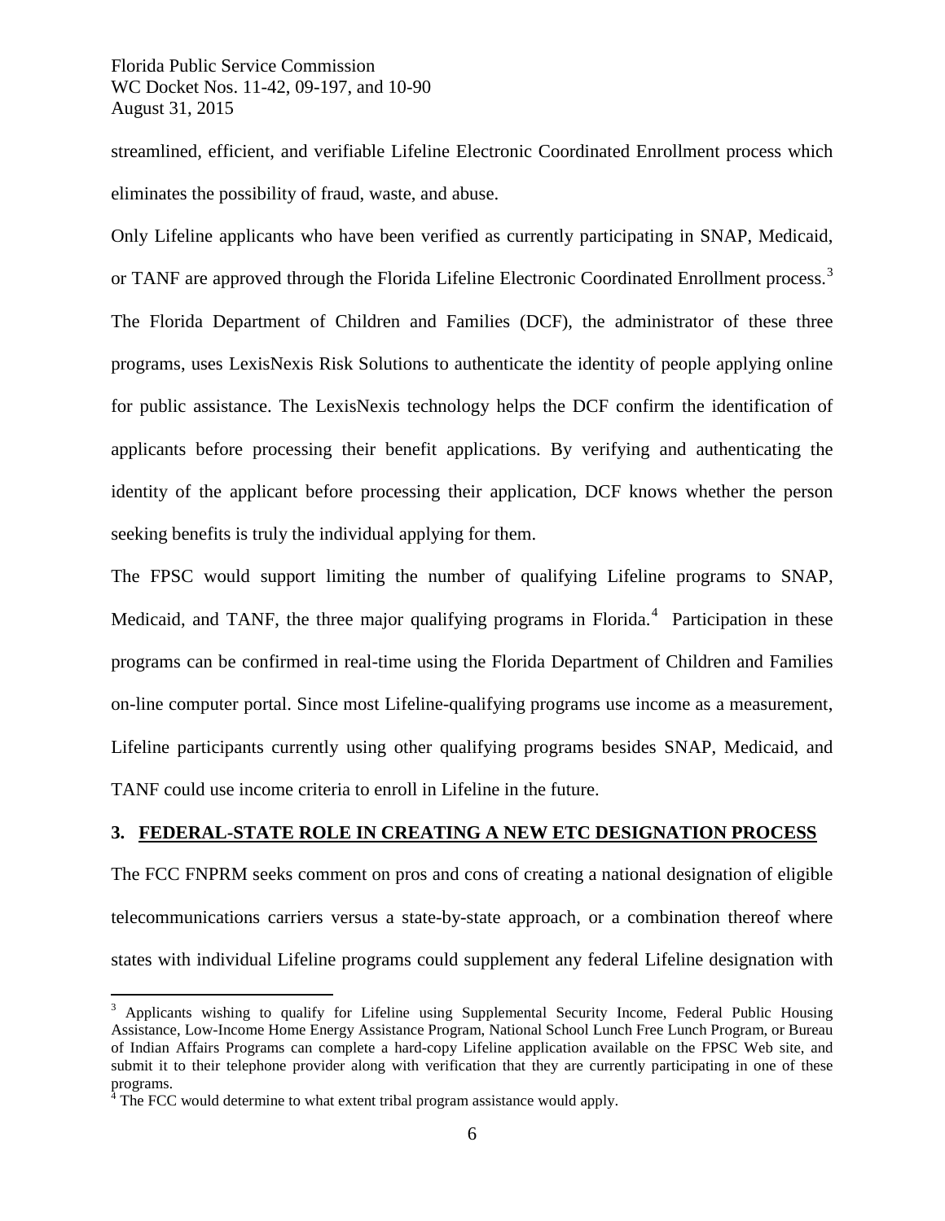streamlined, efficient, and verifiable Lifeline Electronic Coordinated Enrollment process which eliminates the possibility of fraud, waste, and abuse.

Only Lifeline applicants who have been verified as currently participating in SNAP, Medicaid, or TANF are approved through the Florida Lifeline Electronic Coordinated Enrollment process.[3] The Florida Department of Children and Families (DCF), the administrator of these three programs, uses LexisNexis Risk Solutions to authenticate the identity of people applying online for public assistance. The LexisNexis technology helps the DCF confirm the identification of applicants before processing their benefit applications. By verifying and authenticating the identity of the applicant before processing their application, DCF knows whether the person seeking benefits is truly the individual applying for them.

The FPSC would support limiting the number of qualifying Lifeline programs to SNAP, Medicaid, and TANF, the three major qualifying programs in Florida.[4] Participation in these programs can be confirmed in real-time using the Florida Department of Children and Families on-line computer portal. Since most Lifeline-qualifying programs use income as a measurement, Lifeline participants currently using other qualifying programs besides SNAP, Medicaid, and TANF could use income criteria to enroll in Lifeline in the future.

## 3. FEDERAL-STATE ROLE IN CREATING A NEW ETC DESIGNATION PROCESS

The FCC FNPRM seeks comment on pros and cons of creating a national designation of eligible telecommunications carriers versus a state-by-state approach, or a combination thereof where states with individual Lifeline programs could supplement any federal Lifeline designation with

---

[3] Applicants wishing to qualify for Lifeline using Supplemental Security Income, Federal Public Housing Assistance, Low-Income Home Energy Assistance Program, National School Lunch Free Lunch Program, or Bureau of Indian Affairs Programs can complete a hard-copy Lifeline application available on the FPSC Web site, and submit it to their telephone provider along with verification that they are currently participating in one of these programs.

[4] The FCC would determine to what extent tribal program assistance would apply.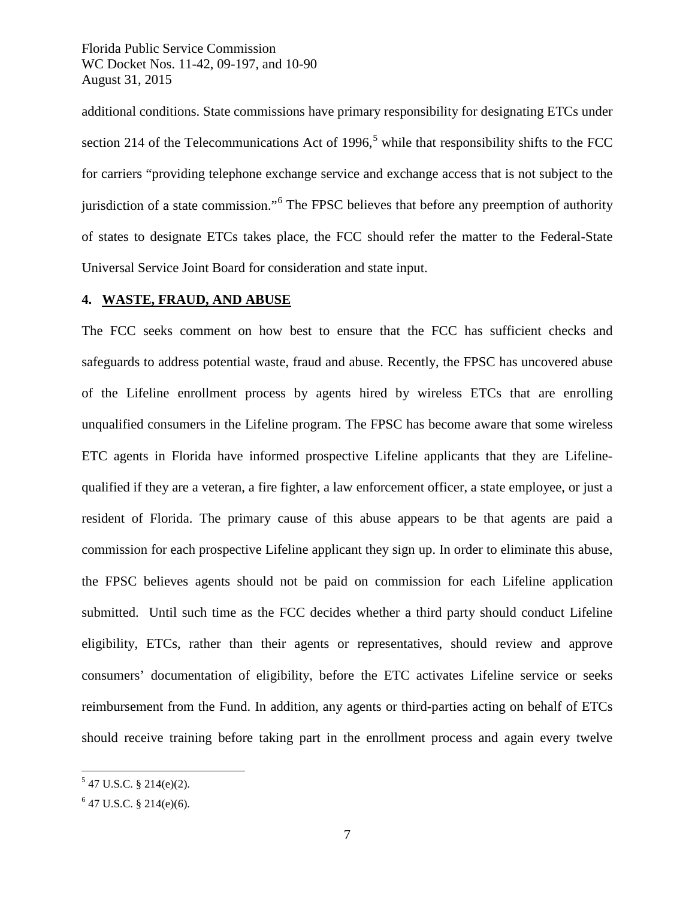additional conditions. State commissions have primary responsibility for designating ETCs under section 214 of the Telecommunications Act of 1996,[5] while that responsibility shifts to the FCC for carriers "providing telephone exchange service and exchange access that is not subject to the jurisdiction of a state commission."[6] The FPSC believes that before any preemption of authority of states to designate ETCs takes place, the FCC should refer the matter to the Federal-State Universal Service Joint Board for consideration and state input.

## 4. WASTE, FRAUD, AND ABUSE

The FCC seeks comment on how best to ensure that the FCC has sufficient checks and safeguards to address potential waste, fraud and abuse. Recently, the FPSC has uncovered abuse of the Lifeline enrollment process by agents hired by wireless ETCs that are enrolling unqualified consumers in the Lifeline program. The FPSC has become aware that some wireless ETC agents in Florida have informed prospective Lifeline applicants that they are Lifeline-qualified if they are a veteran, a fire fighter, a law enforcement officer, a state employee, or just a resident of Florida. The primary cause of this abuse appears to be that agents are paid a commission for each prospective Lifeline applicant they sign up. In order to eliminate this abuse, the FPSC believes agents should not be paid on commission for each Lifeline application submitted. Until such time as the FCC decides whether a third party should conduct Lifeline eligibility, ETCs, rather than their agents or representatives, should review and approve consumers' documentation of eligibility, before the ETC activates Lifeline service or seeks reimbursement from the Fund. In addition, any agents or third-parties acting on behalf of ETCs should receive training before taking part in the enrollment process and again every twelve

[5] 47 U.S.C. § 214(e)(2).

[6] 47 U.S.C. § 214(e)(6).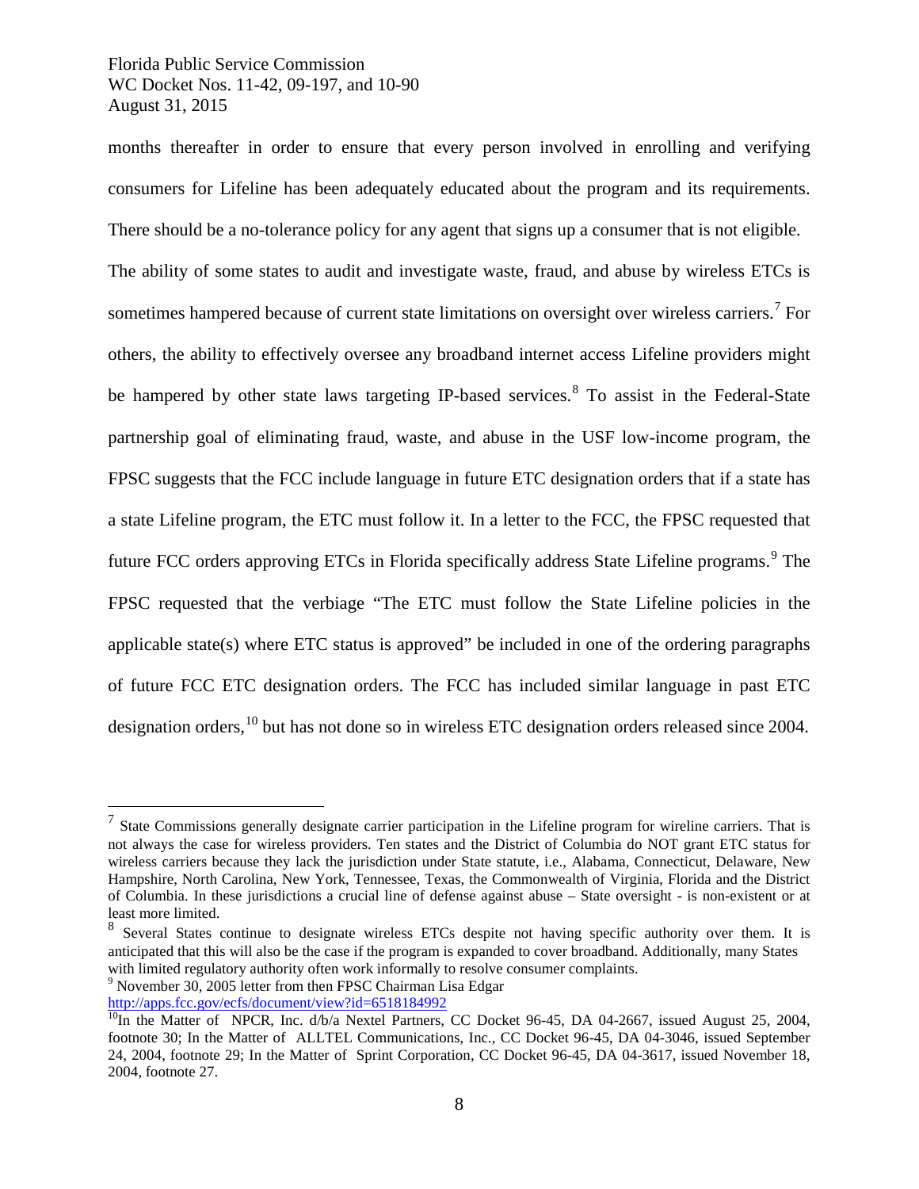months thereafter in order to ensure that every person involved in enrolling and verifying consumers for Lifeline has been adequately educated about the program and its requirements. There should be a no-tolerance policy for any agent that signs up a consumer that is not eligible.

The ability of some states to audit and investigate waste, fraud, and abuse by wireless ETCs is sometimes hampered because of current state limitations on oversight over wireless carriers.[7] For others, the ability to effectively oversee any broadband internet access Lifeline providers might be hampered by other state laws targeting IP-based services.[8] To assist in the Federal-State partnership goal of eliminating fraud, waste, and abuse in the USF low-income program, the FPSC suggests that the FCC include language in future ETC designation orders that if a state has a state Lifeline program, the ETC must follow it. In a letter to the FCC, the FPSC requested that future FCC orders approving ETCs in Florida specifically address State Lifeline programs.[9] The FPSC requested that the verbiage "The ETC must follow the State Lifeline policies in the applicable state(s) where ETC status is approved" be included in one of the ordering paragraphs of future FCC ETC designation orders. The FCC has included similar language in past ETC designation orders,[10] but has not done so in wireless ETC designation orders released since 2004.

---

[7] State Commissions generally designate carrier participation in the Lifeline program for wireline carriers. That is not always the case for wireless providers. Ten states and the District of Columbia do NOT grant ETC status for wireless carriers because they lack the jurisdiction under State statute, i.e., Alabama, Connecticut, Delaware, New Hampshire, North Carolina, New York, Tennessee, Texas, the Commonwealth of Virginia, Florida and the District of Columbia. In these jurisdictions a crucial line of defense against abuse – State oversight - is non-existent or at least more limited.

[8] Several States continue to designate wireless ETCs despite not having specific authority over them. It is anticipated that this will also be the case if the program is expanded to cover broadband. Additionally, many States with limited regulatory authority often work informally to resolve consumer complaints.

[9] November 30, 2005 letter from then FPSC Chairman Lisa Edgar http://apps.fcc.gov/ecfs/document/view?id=6518184992

[10] In the Matter of NPCR, Inc. d/b/a Nextel Partners, CC Docket 96-45, DA 04-2667, issued August 25, 2004, footnote 30; In the Matter of ALLTEL Communications, Inc., CC Docket 96-45, DA 04-3046, issued September 24, 2004, footnote 29; In the Matter of Sprint Corporation, CC Docket 96-45, DA 04-3617, issued November 18, 2004, footnote 27.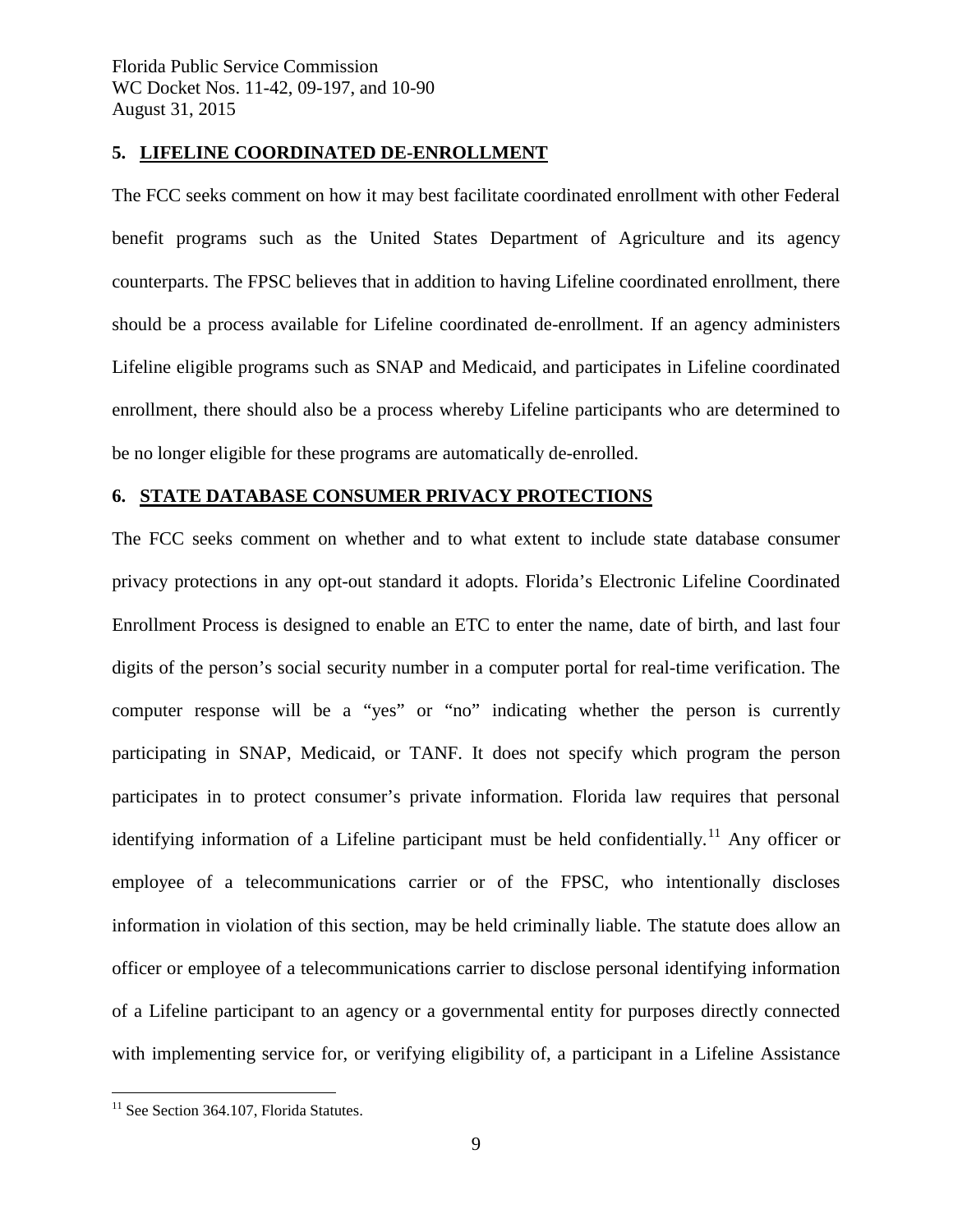## 5. LIFELINE COORDINATED DE-ENROLLMENT

The FCC seeks comment on how it may best facilitate coordinated enrollment with other Federal benefit programs such as the United States Department of Agriculture and its agency counterparts. The FPSC believes that in addition to having Lifeline coordinated enrollment, there should be a process available for Lifeline coordinated de-enrollment. If an agency administers Lifeline eligible programs such as SNAP and Medicaid, and participates in Lifeline coordinated enrollment, there should also be a process whereby Lifeline participants who are determined to be no longer eligible for these programs are automatically de-enrolled.

## 6. STATE DATABASE CONSUMER PRIVACY PROTECTIONS

The FCC seeks comment on whether and to what extent to include state database consumer privacy protections in any opt-out standard it adopts. Florida's Electronic Lifeline Coordinated Enrollment Process is designed to enable an ETC to enter the name, date of birth, and last four digits of the person's social security number in a computer portal for real-time verification. The computer response will be a "yes" or "no" indicating whether the person is currently participating in SNAP, Medicaid, or TANF. It does not specify which program the person participates in to protect consumer's private information. Florida law requires that personal identifying information of a Lifeline participant must be held confidentially.[11] Any officer or employee of a telecommunications carrier or of the FPSC, who intentionally discloses information in violation of this section, may be held criminally liable. The statute does allow an officer or employee of a telecommunications carrier to disclose personal identifying information of a Lifeline participant to an agency or a governmental entity for purposes directly connected with implementing service for, or verifying eligibility of, a participant in a Lifeline Assistance

[11] See Section 364.107, Florida Statutes.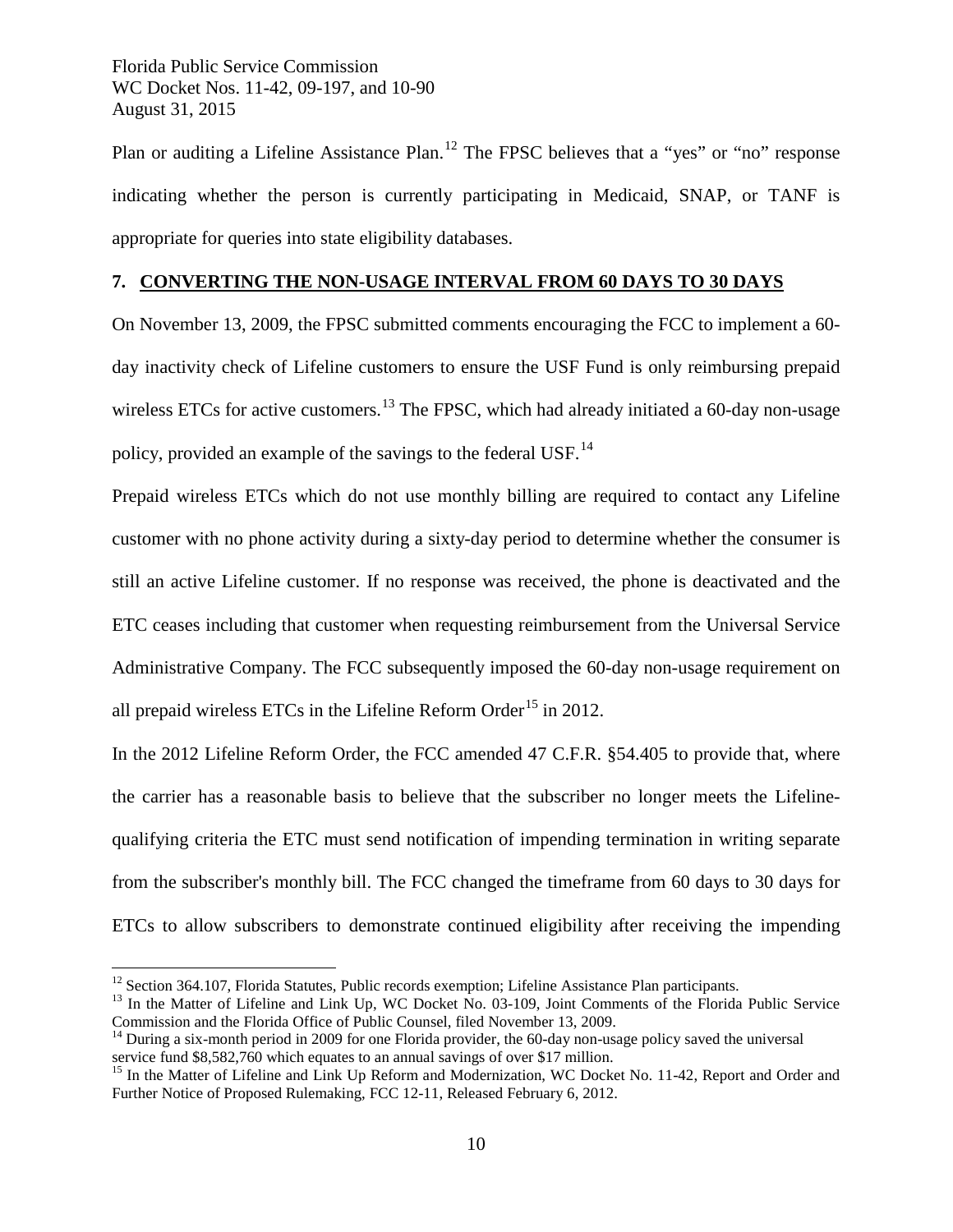Plan or auditing a Lifeline Assistance Plan.[12] The FPSC believes that a "yes" or "no" response indicating whether the person is currently participating in Medicaid, SNAP, or TANF is appropriate for queries into state eligibility databases.

## 7. CONVERTING THE NON-USAGE INTERVAL FROM 60 DAYS TO 30 DAYS

On November 13, 2009, the FPSC submitted comments encouraging the FCC to implement a 60-day inactivity check of Lifeline customers to ensure the USF Fund is only reimbursing prepaid wireless ETCs for active customers.[13] The FPSC, which had already initiated a 60-day non-usage policy, provided an example of the savings to the federal USF.[14]

Prepaid wireless ETCs which do not use monthly billing are required to contact any Lifeline customer with no phone activity during a sixty-day period to determine whether the consumer is still an active Lifeline customer. If no response was received, the phone is deactivated and the ETC ceases including that customer when requesting reimbursement from the Universal Service Administrative Company. The FCC subsequently imposed the 60-day non-usage requirement on all prepaid wireless ETCs in the Lifeline Reform Order[15] in 2012.

In the 2012 Lifeline Reform Order, the FCC amended 47 C.F.R. §54.405 to provide that, where the carrier has a reasonable basis to believe that the subscriber no longer meets the Lifeline-qualifying criteria the ETC must send notification of impending termination in writing separate from the subscriber's monthly bill. The FCC changed the timeframe from 60 days to 30 days for ETCs to allow subscribers to demonstrate continued eligibility after receiving the impending

---

[12] Section 364.107, Florida Statutes, Public records exemption; Lifeline Assistance Plan participants.

[13] In the Matter of Lifeline and Link Up, WC Docket No. 03-109, Joint Comments of the Florida Public Service Commission and the Florida Office of Public Counsel, filed November 13, 2009.

[14] During a six-month period in 2009 for one Florida provider, the 60-day non-usage policy saved the universal service fund $8,582,760 which equates to an annual savings of over $17 million.

[15] In the Matter of Lifeline and Link Up Reform and Modernization, WC Docket No. 11-42, Report and Order and Further Notice of Proposed Rulemaking, FCC 12-11, Released February 6, 2012.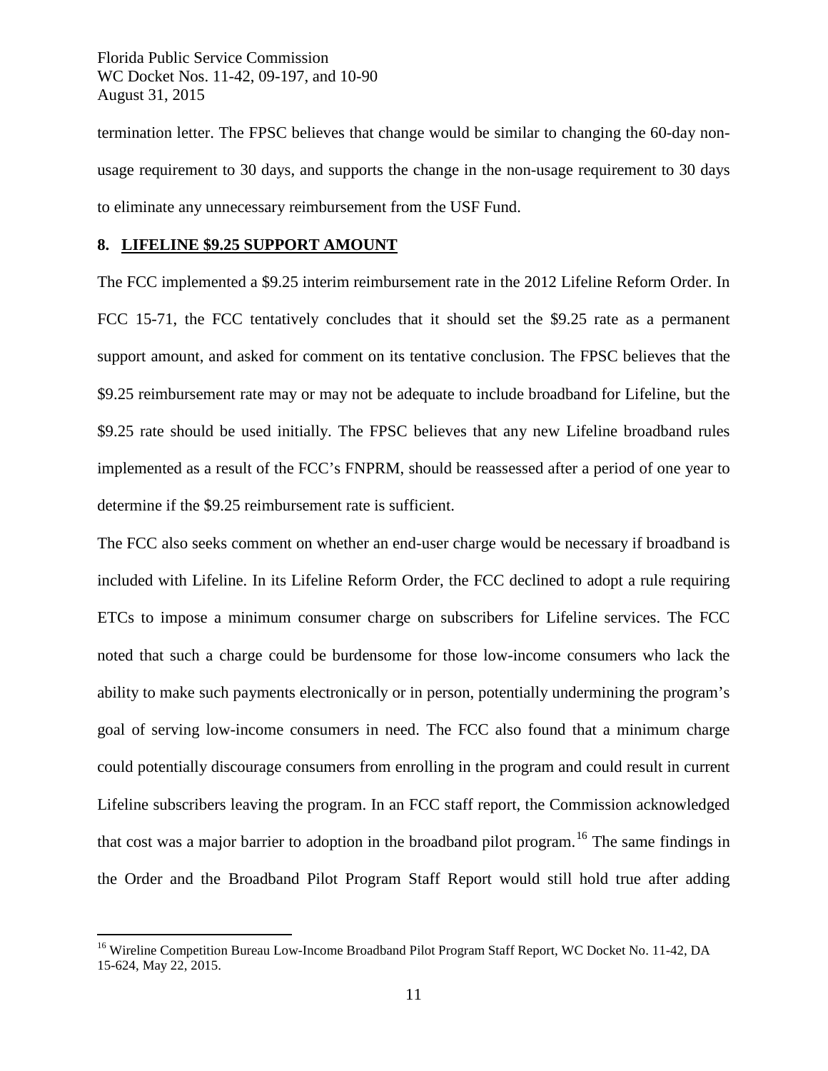termination letter. The FPSC believes that change would be similar to changing the 60-day non-usage requirement to 30 days, and supports the change in the non-usage requirement to 30 days to eliminate any unnecessary reimbursement from the USF Fund.

## 8. LIFELINE $9.25 SUPPORT AMOUNT

The FCC implemented a $9.25 interim reimbursement rate in the 2012 Lifeline Reform Order. In FCC 15-71, the FCC tentatively concludes that it should set the $9.25 rate as a permanent support amount, and asked for comment on its tentative conclusion. The FPSC believes that the $9.25 reimbursement rate may or may not be adequate to include broadband for Lifeline, but the $9.25 rate should be used initially. The FPSC believes that any new Lifeline broadband rules implemented as a result of the FCC's FNPRM, should be reassessed after a period of one year to determine if the $9.25 reimbursement rate is sufficient.

The FCC also seeks comment on whether an end-user charge would be necessary if broadband is included with Lifeline. In its Lifeline Reform Order, the FCC declined to adopt a rule requiring ETCs to impose a minimum consumer charge on subscribers for Lifeline services. The FCC noted that such a charge could be burdensome for those low-income consumers who lack the ability to make such payments electronically or in person, potentially undermining the program's goal of serving low-income consumers in need. The FCC also found that a minimum charge could potentially discourage consumers from enrolling in the program and could result in current Lifeline subscribers leaving the program. In an FCC staff report, the Commission acknowledged that cost was a major barrier to adoption in the broadband pilot program.[16] The same findings in the Order and the Broadband Pilot Program Staff Report would still hold true after adding

[16] Wireline Competition Bureau Low-Income Broadband Pilot Program Staff Report, WC Docket No. 11-42, DA 15-624, May 22, 2015.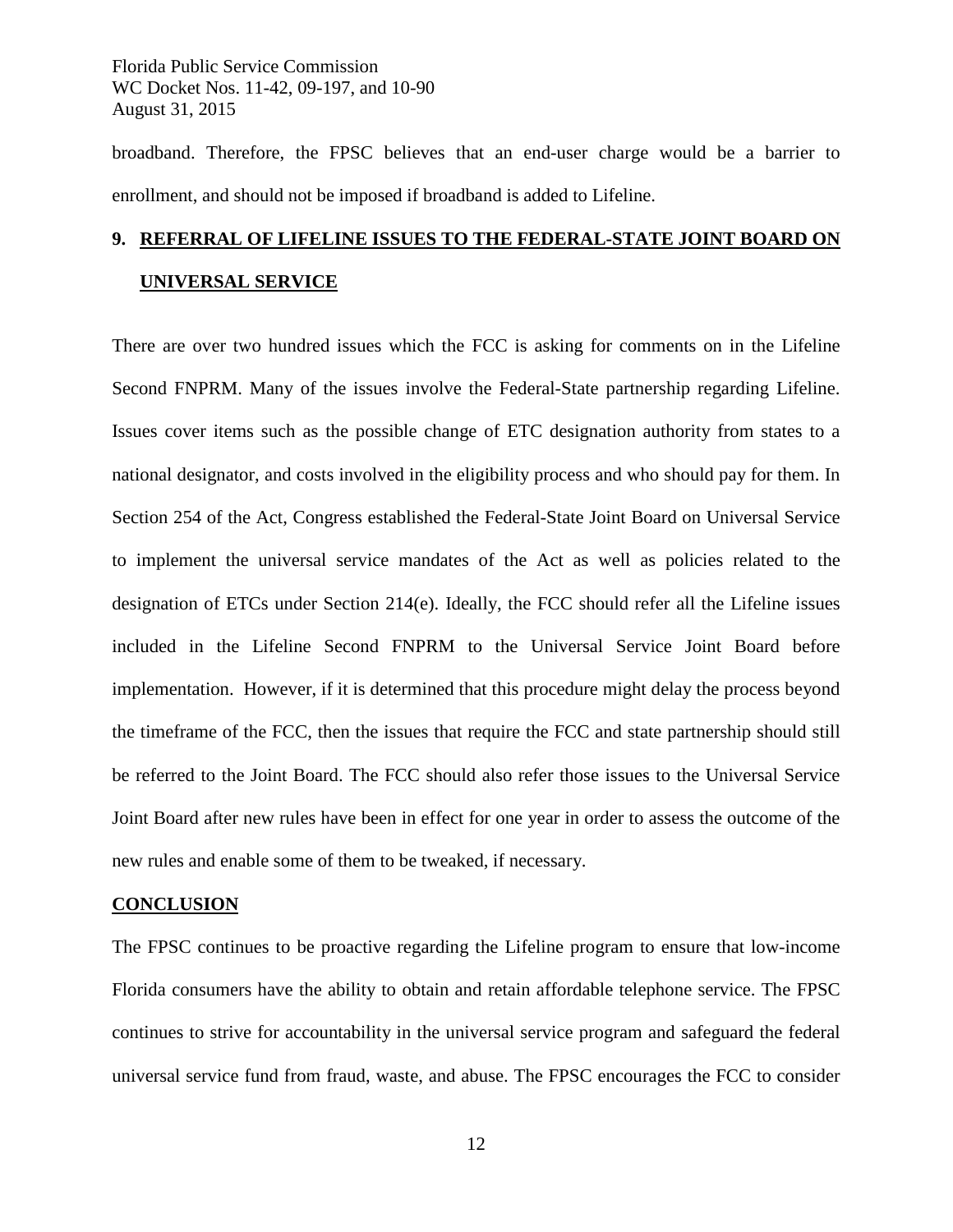broadband. Therefore, the FPSC believes that an end-user charge would be a barrier to enrollment, and should not be imposed if broadband is added to Lifeline.

## 9. REFERRAL OF LIFELINE ISSUES TO THE FEDERAL-STATE JOINT BOARD ON UNIVERSAL SERVICE

There are over two hundred issues which the FCC is asking for comments on in the Lifeline Second FNPRM. Many of the issues involve the Federal-State partnership regarding Lifeline. Issues cover items such as the possible change of ETC designation authority from states to a national designator, and costs involved in the eligibility process and who should pay for them. In Section 254 of the Act, Congress established the Federal-State Joint Board on Universal Service to implement the universal service mandates of the Act as well as policies related to the designation of ETCs under Section 214(e). Ideally, the FCC should refer all the Lifeline issues included in the Lifeline Second FNPRM to the Universal Service Joint Board before implementation. However, if it is determined that this procedure might delay the process beyond the timeframe of the FCC, then the issues that require the FCC and state partnership should still be referred to the Joint Board. The FCC should also refer those issues to the Universal Service Joint Board after new rules have been in effect for one year in order to assess the outcome of the new rules and enable some of them to be tweaked, if necessary.

## CONCLUSION

The FPSC continues to be proactive regarding the Lifeline program to ensure that low-income Florida consumers have the ability to obtain and retain affordable telephone service. The FPSC continues to strive for accountability in the universal service program and safeguard the federal universal service fund from fraud, waste, and abuse. The FPSC encourages the FCC to consider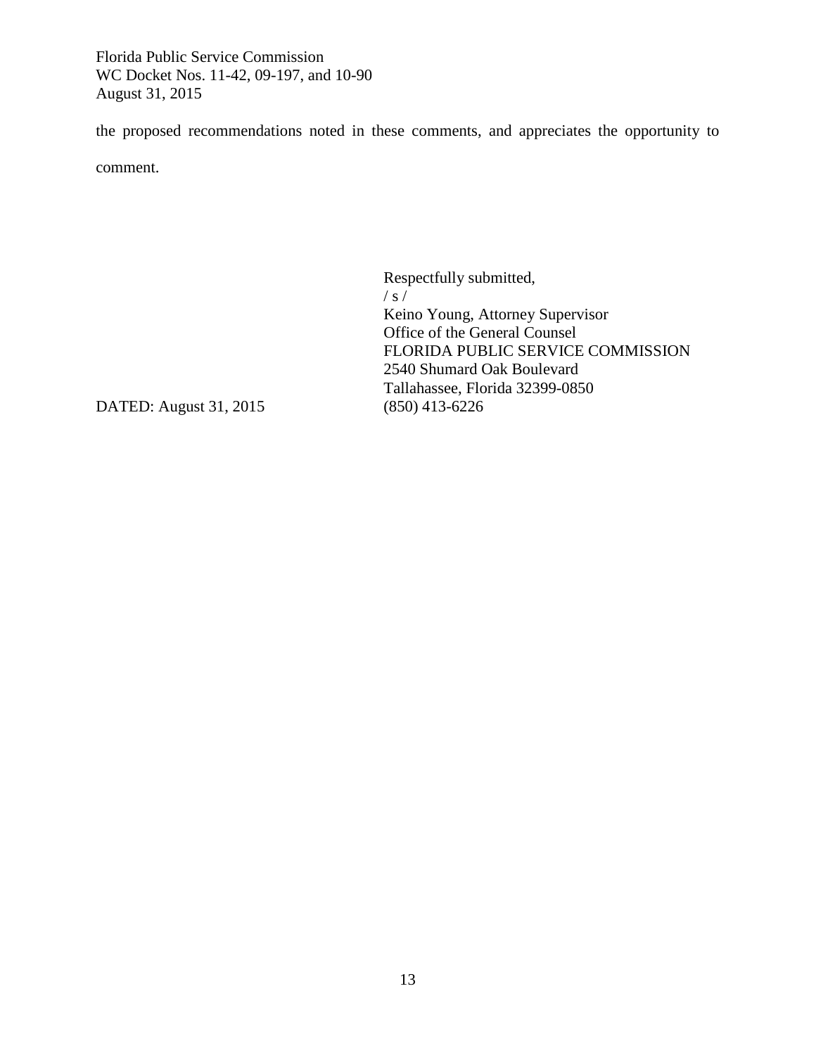the proposed recommendations noted in these comments, and appreciates the opportunity to comment.

Respectfully submitted,
/ s /
Keino Young, Attorney Supervisor
Office of the General Counsel
FLORIDA PUBLIC SERVICE COMMISSION
2540 Shumard Oak Boulevard
Tallahassee, Florida 32399-0850
(850) 413-6226

DATED: August 31, 2015